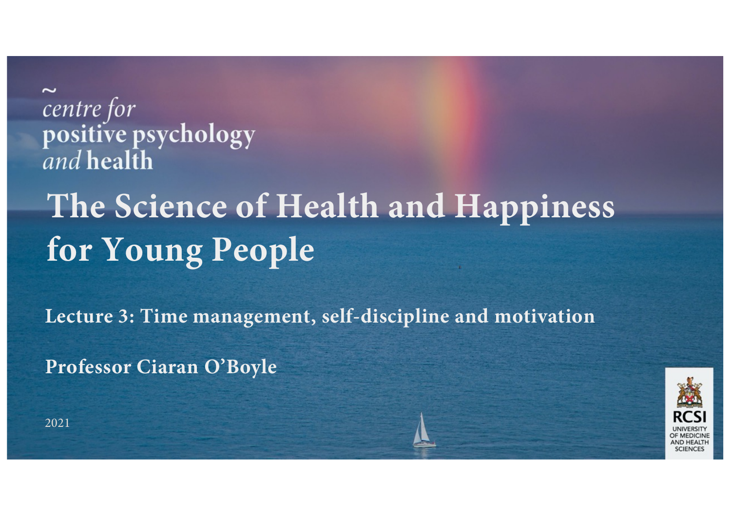centre for
positive psychology
and health

# The Science of Health and Happiness for Young People

## Lecture 3: Time management, self-discipline and motivation

**Professor Ciaran O'Boyle**

2021

RCSI
UNIVERSITY OF MEDICINE AND HEALTH SCIENCES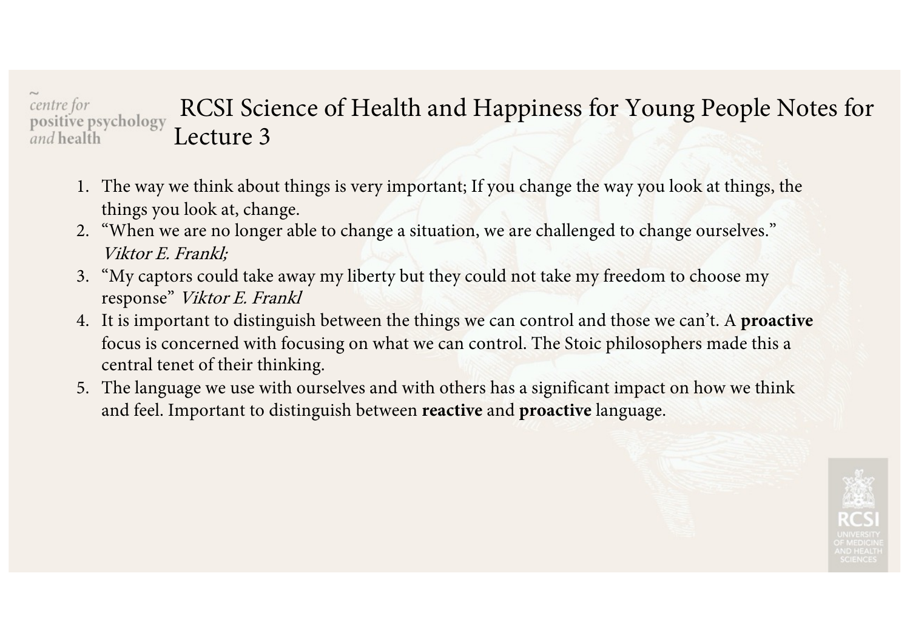# RCSI Science of Health and Happiness for Young People Notes for Lecture 3

1. The way we think about things is very important; If you change the way you look at things, the things you look at, change.
2. "When we are no longer able to change a situation, we are challenged to change ourselves." *Viktor E. Frankl;*
3. "My captors could take away my liberty but they could not take my freedom to choose my response" *Viktor E. Frankl*
4. It is important to distinguish between the things we can control and those we can't. A **proactive** focus is concerned with focusing on what we can control. The Stoic philosophers made this a central tenet of their thinking.
5. The language we use with ourselves and with others has a significant impact on how we think and feel. Important to distinguish between **reactive** and **proactive** language.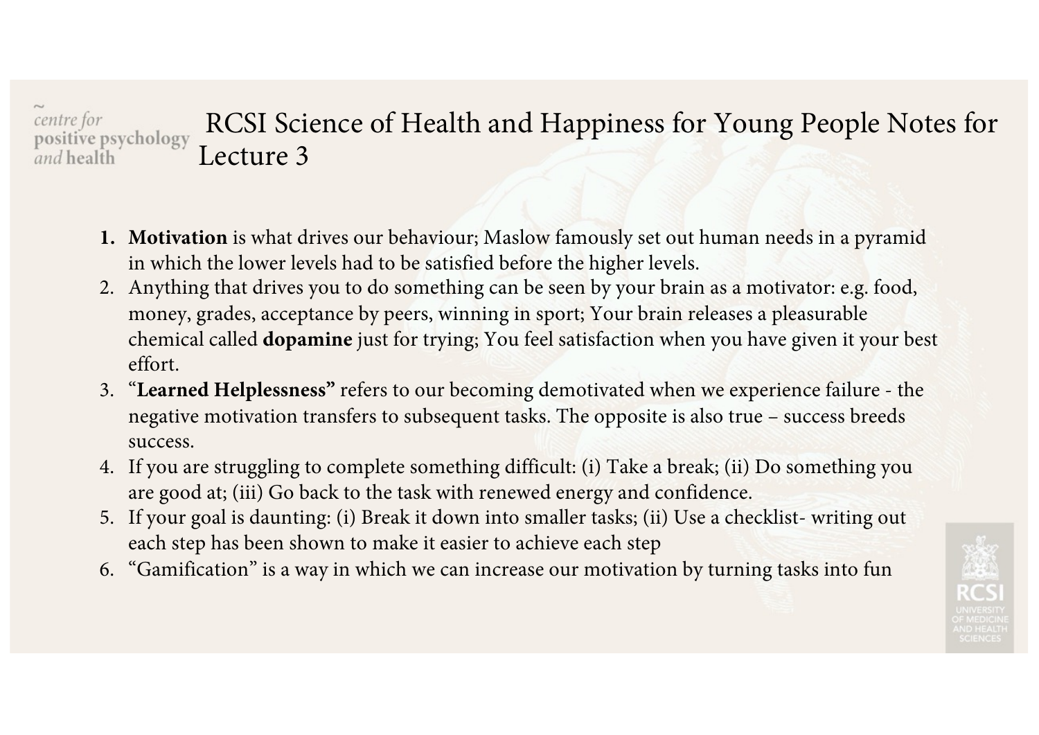# RCSI Science of Health and Happiness for Young People Notes for Lecture 3

1. **Motivation** is what drives our behaviour; Maslow famously set out human needs in a pyramid in which the lower levels had to be satisfied before the higher levels.
2. Anything that drives you to do something can be seen by your brain as a motivator: e.g. food, money, grades, acceptance by peers, winning in sport; Your brain releases a pleasurable chemical called **dopamine** just for trying; You feel satisfaction when you have given it your best effort.
3. "**Learned Helplessness"** refers to our becoming demotivated when we experience failure - the negative motivation transfers to subsequent tasks. The opposite is also true – success breeds success.
4. If you are struggling to complete something difficult: (i) Take a break; (ii) Do something you are good at; (iii) Go back to the task with renewed energy and confidence.
5. If your goal is daunting: (i) Break it down into smaller tasks; (ii) Use a checklist- writing out each step has been shown to make it easier to achieve each step
6. "Gamification" is a way in which we can increase our motivation by turning tasks into fun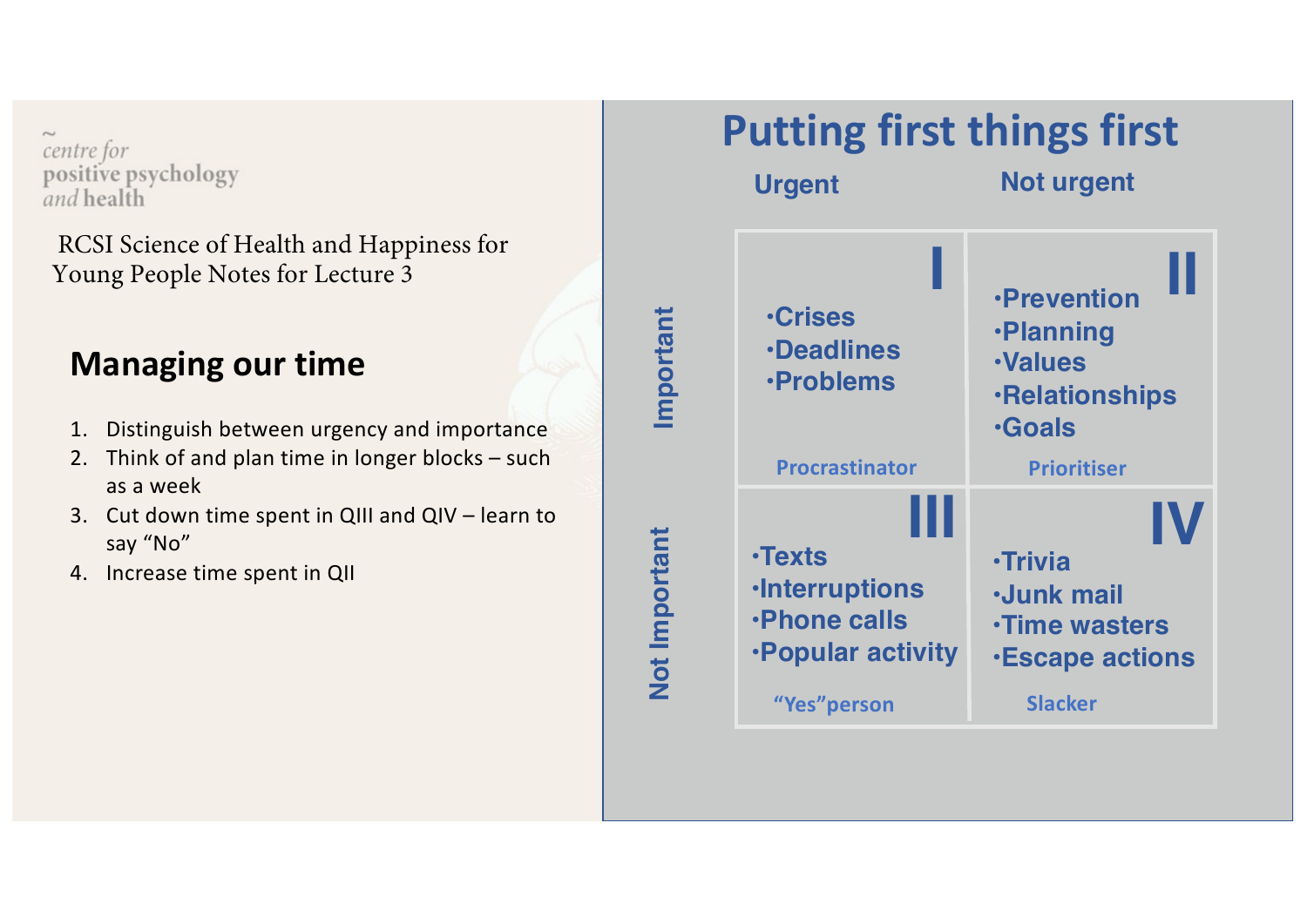centre for positive psychology and health

RCSI Science of Health and Happiness for Young People Notes for Lecture 3

## Managing our time

1. Distinguish between urgency and importance
2. Think of and plan time in longer blocks – such as a week
3. Cut down time spent in QIII and QIV – learn to say "No"
4. Increase time spent in QII

## Putting first things first

| | Urgent | Not urgent |
|---|---|---|
| **Important** | **I**<br>•Crises<br>•Deadlines<br>•Problems<br>Procrastinator | **II**<br>•Prevention<br>•Planning<br>•Values<br>•Relationships<br>•Goals<br>Prioritiser |
| **Not Important** | **III**<br>•Texts<br>•Interruptions<br>•Phone calls<br>•Popular activity<br>"Yes" person | **IV**<br>•Trivia<br>•Junk mail<br>•Time wasters<br>•Escape actions<br>Slacker |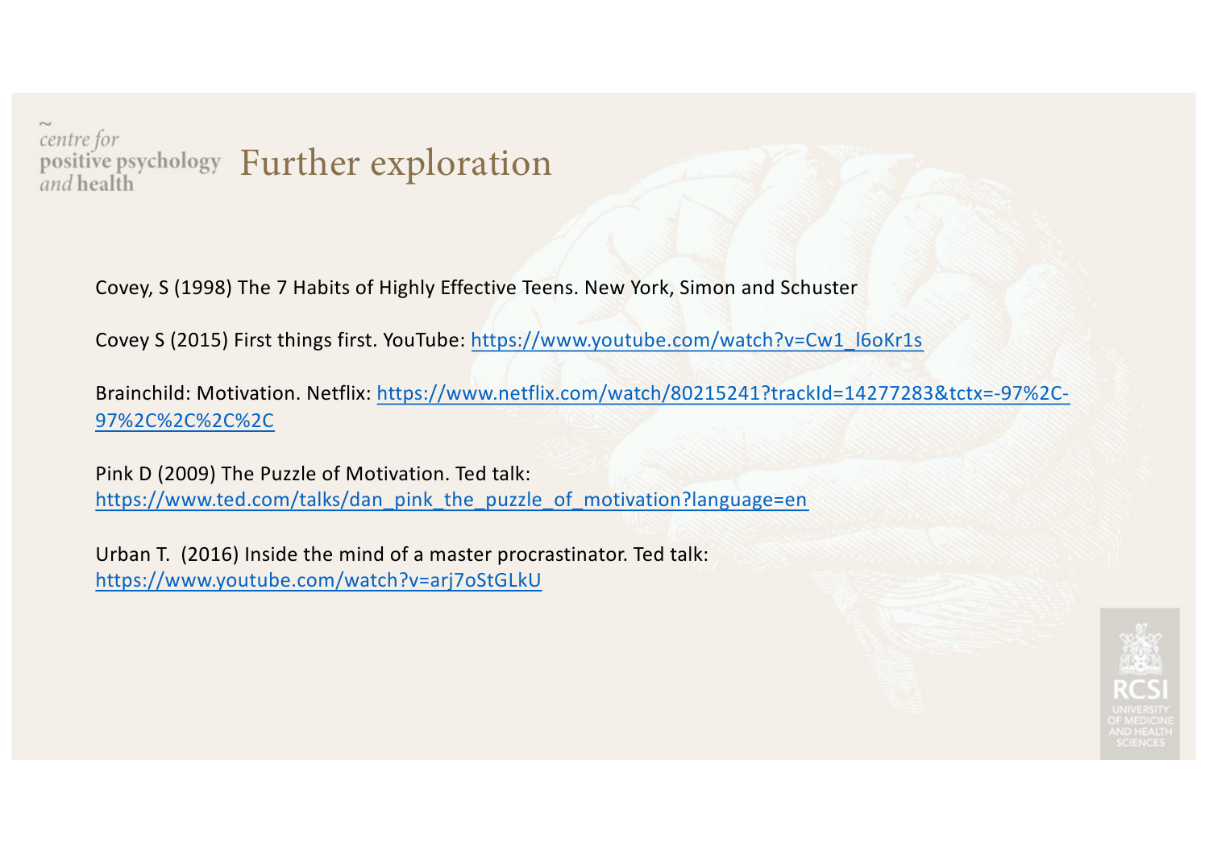# Further exploration

Covey, S (1998) The 7 Habits of Highly Effective Teens. New York, Simon and Schuster

Covey S (2015) First things first. YouTube: https://www.youtube.com/watch?v=Cw1_I6oKr1s

Brainchild: Motivation. Netflix: https://www.netflix.com/watch/80215241?trackId=14277283&tctx=-97%2C-97%2C%2C%2C%2C

Pink D (2009) The Puzzle of Motivation. Ted talk: https://www.ted.com/talks/dan_pink_the_puzzle_of_motivation?language=en

Urban T. (2016) Inside the mind of a master procrastinator. Ted talk: https://www.youtube.com/watch?v=arj7oStGLkU